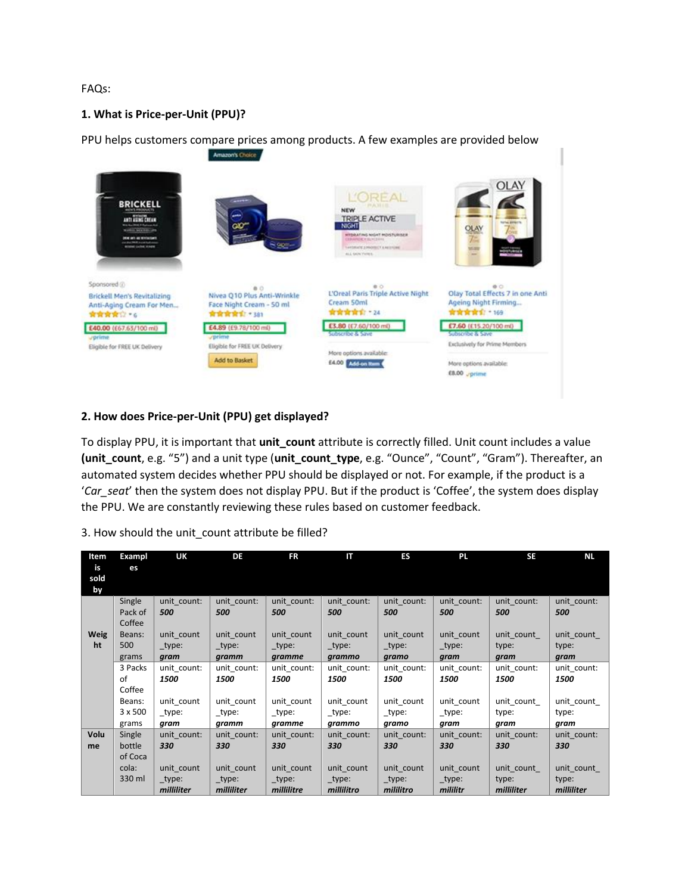FAQs:

**1. What is Price-per-Unit (PPU)?**

PPU helps customers compare prices among products. A few examples are provided below

**2. How does Price-per-Unit (PPU) get displayed?**

To display PPU, it is important that **unit_count** attribute is correctly filled. Unit count includes a value **(unit_count**, e.g. "5") and a unit type (**unit_count_type**, e.g. "Ounce", "Count", "Gram"). Thereafter, an automated system decides whether PPU should be displayed or not. For example, if the product is a '*Car_seat*' then the system does not display PPU. But if the product is 'Coffee', the system does display the PPU. We are constantly reviewing these rules based on customer feedback.

3. How should the unit_count attribute be filled?

| Item is sold by | Examples | UK | DE | FR | IT | ES | PL | SE | NL |
|---|---|---|---|---|---|---|---|---|---|
| Weight | Single Pack of Coffee Beans: 500 grams | unit_count: ***500*** unit_count_type: ***gram*** | unit_count: ***500*** unit_count_type: ***gramm*** | unit_count: ***500*** unit_count_type: ***gramme*** | unit_count: ***500*** unit_count_type: ***grammo*** | unit_count: ***500*** unit_count_type: ***gramo*** | unit_count: ***500*** unit_count_type: ***gram*** | unit_count: ***500*** unit_count_type: ***gram*** | unit_count: ***500*** unit_count_type: ***gram*** |
| | 3 Packs of Coffee Beans: 3 x 500 grams | unit_count: ***1500*** unit_count_type: ***gram*** | unit_count: ***1500*** unit_count_type: ***gramm*** | unit_count: ***1500*** unit_count_type: ***gramme*** | unit_count: ***1500*** unit_count_type: ***grammo*** | unit_count: ***1500*** unit_count_type: ***gramo*** | unit_count: ***1500*** unit_count_type: ***gram*** | unit_count: ***1500*** unit_count_type: ***gram*** | unit_count: ***1500*** unit_count_type: ***gram*** |
| Volume | Single bottle of Coca cola: 330 ml | unit_count: ***330*** unit_count_type: ***milliliter*** | unit_count: ***330*** unit_count_type: ***milliliter*** | unit_count: ***330*** unit_count_type: ***millilitre*** | unit_count: ***330*** unit_count_type: ***millilitro*** | unit_count: ***330*** unit_count_type: ***mililitro*** | unit_count: ***330*** unit_count_type: ***mililitr*** | unit_count: ***330*** unit_count_type: ***milliliter*** | unit_count: ***330*** unit_count_type: ***milliliter*** |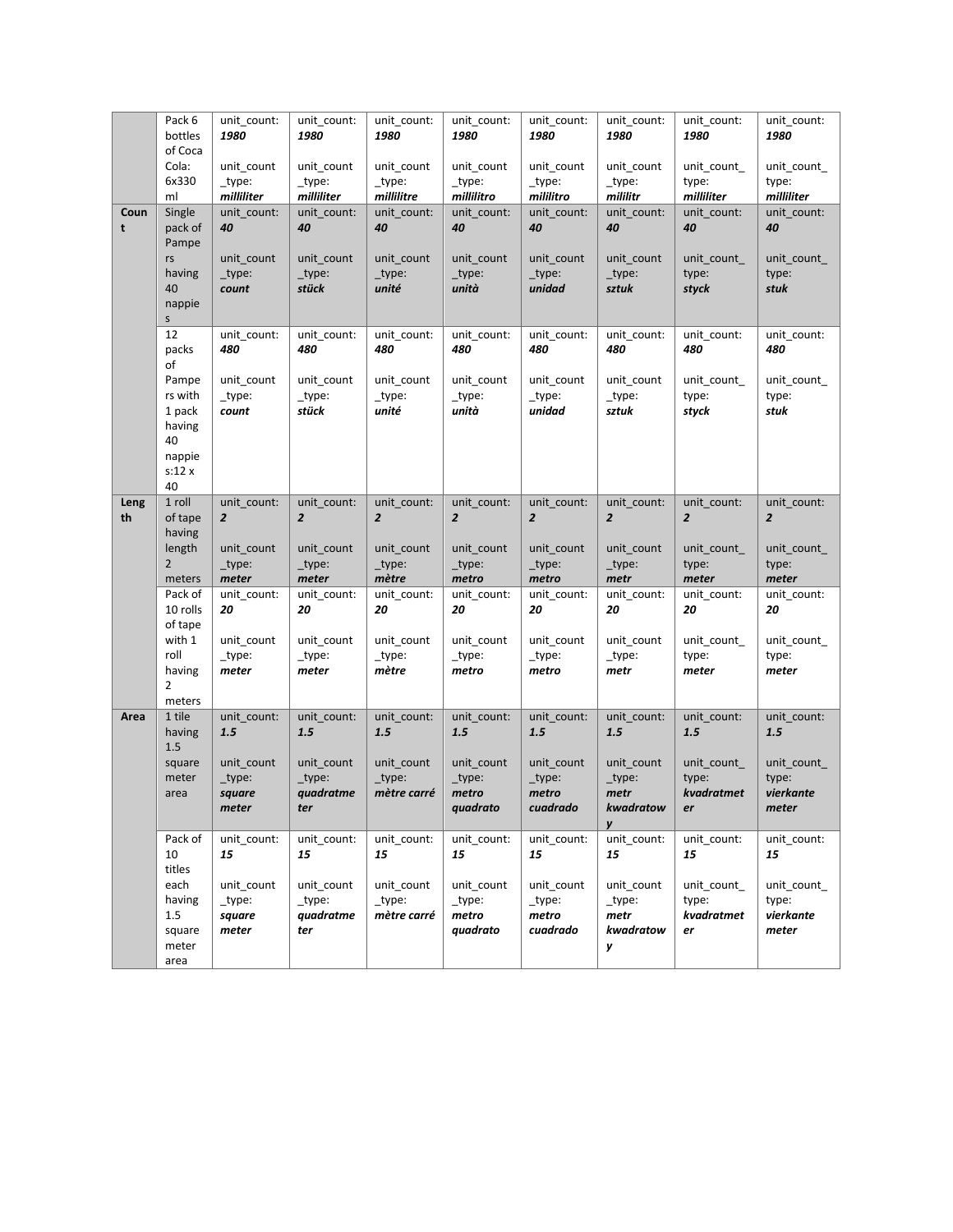| | | | | | | | | | |
|---|---|---|---|---|---|---|---|---|---|
| | Pack 6 bottles of Coca Cola: 6x330 ml | unit_count: ***1980*** unit_count_type: ***milliliter*** | unit_count: ***1980*** unit_count_type: ***milliliter*** | unit_count: ***1980*** unit_count_type: ***millilitre*** | unit_count: ***1980*** unit_count_type: ***millilitro*** | unit_count: ***1980*** unit_count_type: ***mililitro*** | unit_count: ***1980*** unit_count_type: ***mililitr*** | unit_count: ***1980*** unit_count_type: ***milliliter*** | unit_count: ***1980*** unit_count_type: ***milliliter*** |
| **Count** | Single pack of Pampers having 40 nappies | unit_count: ***40*** unit_count_type: ***count*** | unit_count: ***40*** unit_count_type: ***stück*** | unit_count: ***40*** unit_count_type: ***unité*** | unit_count: ***40*** unit_count_type: ***unità*** | unit_count: ***40*** unit_count_type: ***unidad*** | unit_count: ***40*** unit_count_type: ***sztuk*** | unit_count: ***40*** unit_count_type: ***styck*** | unit_count: ***40*** unit_count_type: ***stuk*** |
| | 12 packs of Pampers with 1 pack having 40 nappies:12 x 40 | unit_count: ***480*** unit_count_type: ***count*** | unit_count: ***480*** unit_count_type: ***stück*** | unit_count: ***480*** unit_count_type: ***unité*** | unit_count: ***480*** unit_count_type: ***unità*** | unit_count: ***480*** unit_count_type: ***unidad*** | unit_count: ***480*** unit_count_type: ***sztuk*** | unit_count: ***480*** unit_count_type: ***styck*** | unit_count: ***480*** unit_count_type: ***stuk*** |
| **Length** | 1 roll of tape having length 2 meters | unit_count: ***2*** unit_count_type: ***meter*** | unit_count: ***2*** unit_count_type: ***meter*** | unit_count: ***2*** unit_count_type: ***mètre*** | unit_count: ***2*** unit_count_type: ***metro*** | unit_count: ***2*** unit_count_type: ***metro*** | unit_count: ***2*** unit_count_type: ***metr*** | unit_count: ***2*** unit_count_type: ***meter*** | unit_count: ***2*** unit_count_type: ***meter*** |
| | Pack of 10 rolls of tape with 1 roll having 2 meters | unit_count: ***20*** unit_count_type: ***meter*** | unit_count: ***20*** unit_count_type: ***meter*** | unit_count: ***20*** unit_count_type: ***mètre*** | unit_count: ***20*** unit_count_type: ***metro*** | unit_count: ***20*** unit_count_type: ***metro*** | unit_count: ***20*** unit_count_type: ***metr*** | unit_count: ***20*** unit_count_type: ***meter*** | unit_count: ***20*** unit_count_type: ***meter*** |
| **Area** | 1 tile having 1.5 square meter area | unit_count: ***1.5*** unit_count_type: ***square meter*** | unit_count: ***1.5*** unit_count_type: ***quadratmeter*** | unit_count: ***1.5*** unit_count_type: ***mètre carré*** | unit_count: ***1.5*** unit_count_type: ***metro quadrato*** | unit_count: ***1.5*** unit_count_type: ***metro cuadrado*** | unit_count: ***1.5*** unit_count_type: ***metr kwadratowy*** | unit_count: ***1.5*** unit_count_type: ***kvadratmeter*** | unit_count: ***1.5*** unit_count_type: ***vierkante meter*** |
| | Pack of 10 titles each having 1.5 square meter area | unit_count: ***15*** unit_count_type: ***square meter*** | unit_count: ***15*** unit_count_type: ***quadratmeter*** | unit_count: ***15*** unit_count_type: ***mètre carré*** | unit_count: ***15*** unit_count_type: ***metro quadrato*** | unit_count: ***15*** unit_count_type: ***metro cuadrado*** | unit_count: ***15*** unit_count_type: ***metr kwadratowy*** | unit_count: ***15*** unit_count_type: ***kvadratmeter*** | unit_count: ***15*** unit_count_type: ***vierkante meter*** |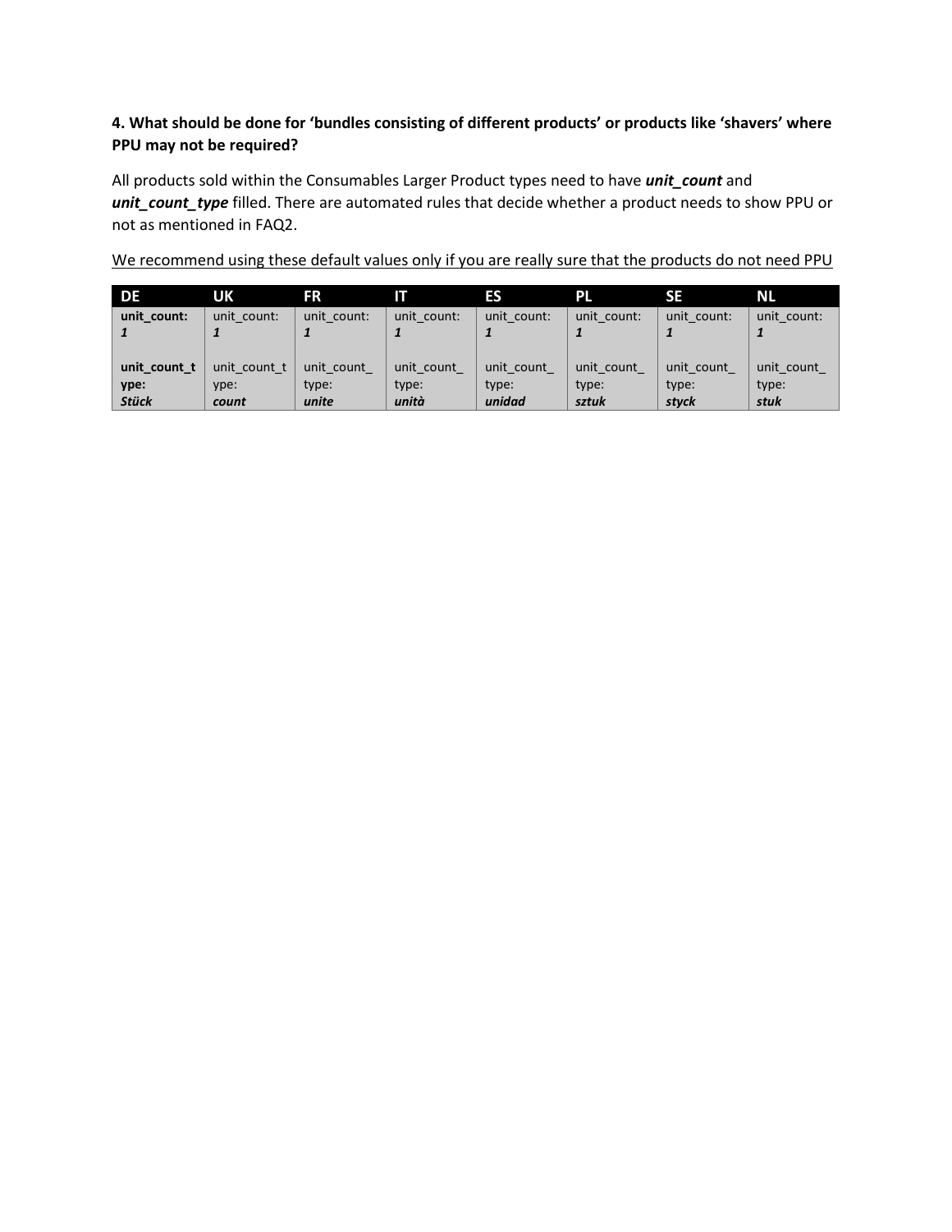**4. What should be done for 'bundles consisting of different products' or products like 'shavers' where PPU may not be required?**

All products sold within the Consumables Larger Product types need to have ***unit_count*** and ***unit_count_type*** filled. There are automated rules that decide whether a product needs to show PPU or not as mentioned in FAQ2.

<u>We recommend using these default values only if you are really sure that the products do not need PPU</u>

| DE | UK | FR | IT | ES | PL | SE | NL |
|---|---|---|---|---|---|---|---|
| **unit_count:** ***1*** <br><br> **unit_count_type:** ***Stück*** | unit_count: ***1*** <br><br> unit_count_type: ***count*** | unit_count: ***1*** <br><br> unit_count_type: ***unite*** | unit_count: ***1*** <br><br> unit_count_type: ***unità*** | unit_count: ***1*** <br><br> unit_count_type: ***unidad*** | unit_count: ***1*** <br><br> unit_count_type: ***sztuk*** | unit_count: ***1*** <br><br> unit_count_type: ***styck*** | unit_count: ***1*** <br><br> unit_count_type: ***stuk*** |